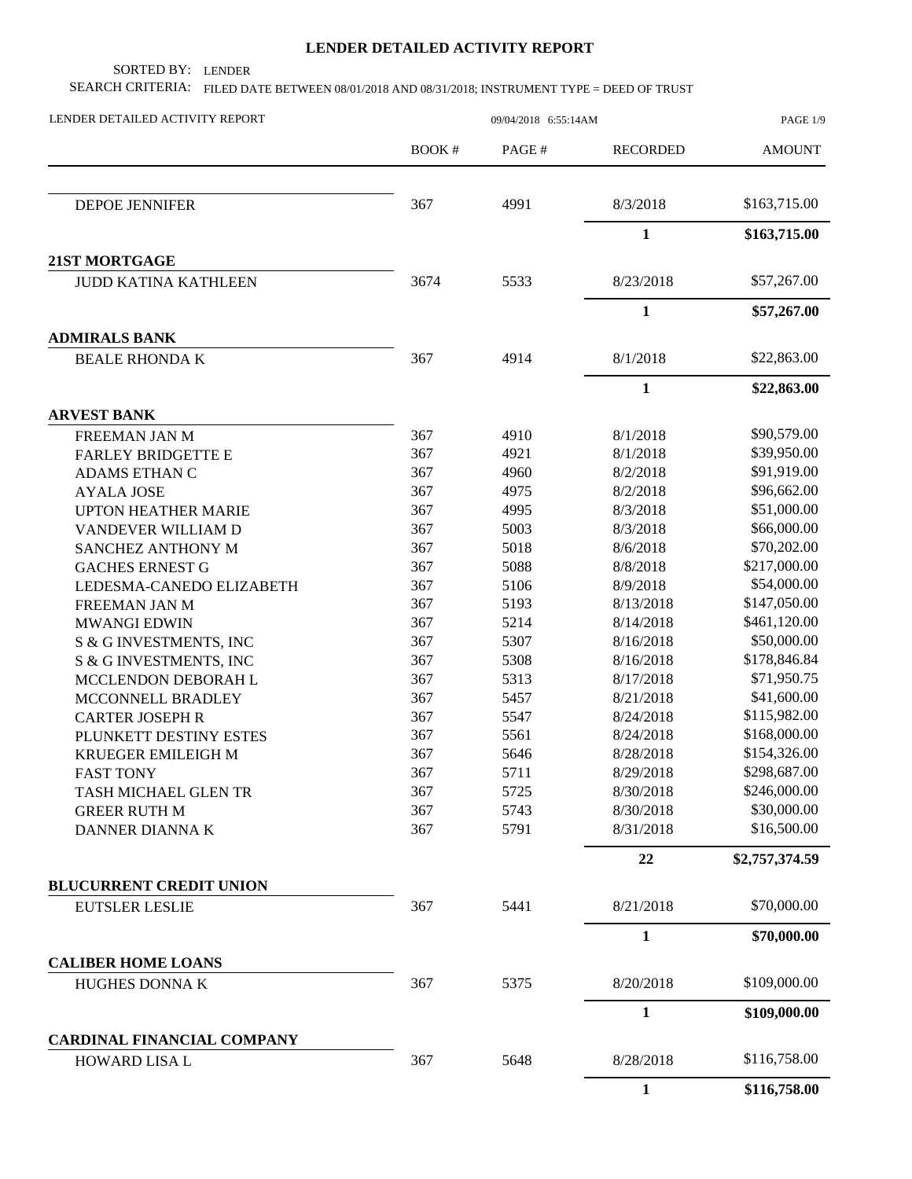# LENDER DETAILED ACTIVITY REPORT

SORTED BY: LENDER

SEARCH CRITERIA: FILED DATE BETWEEN 08/01/2018 AND 08/31/2018; INSTRUMENT TYPE = DEED OF TRUST

LENDER DETAILED ACTIVITY REPORT 09/04/2018 6:55:14AM

| | BOOK # | PAGE # | RECORDED | AMOUNT |
|---|---|---|---|---|
| DEPOE JENNIFER | 367 | 4991 | 8/3/2018 | $163,715.00 |
| | | | **1** | **$163,715.00** |
| **21ST MORTGAGE** | | | | |
| JUDD KATINA KATHLEEN | 3674 | 5533 | 8/23/2018 | $57,267.00 |
| | | | **1** | **$57,267.00** |
| **ADMIRALS BANK** | | | | |
| BEALE RHONDA K | 367 | 4914 | 8/1/2018 | $22,863.00 |
| | | | **1** | **$22,863.00** |
| **ARVEST BANK** | | | | |
| FREEMAN JAN M | 367 | 4910 | 8/1/2018 | $90,579.00 |
| FARLEY BRIDGETTE E | 367 | 4921 | 8/1/2018 | $39,950.00 |
| ADAMS ETHAN C | 367 | 4960 | 8/2/2018 | $91,919.00 |
| AYALA JOSE | 367 | 4975 | 8/2/2018 | $96,662.00 |
| UPTON HEATHER MARIE | 367 | 4995 | 8/3/2018 | $51,000.00 |
| VANDEVER WILLIAM D | 367 | 5003 | 8/3/2018 | $66,000.00 |
| SANCHEZ ANTHONY M | 367 | 5018 | 8/6/2018 | $70,202.00 |
| GACHES ERNEST G | 367 | 5088 | 8/8/2018 | $217,000.00 |
| LEDESMA-CANEDO ELIZABETH | 367 | 5106 | 8/9/2018 | $54,000.00 |
| FREEMAN JAN M | 367 | 5193 | 8/13/2018 | $147,050.00 |
| MWANGI EDWIN | 367 | 5214 | 8/14/2018 | $461,120.00 |
| S & G INVESTMENTS, INC | 367 | 5307 | 8/16/2018 | $50,000.00 |
| S & G INVESTMENTS, INC | 367 | 5308 | 8/16/2018 | $178,846.84 |
| MCCLENDON DEBORAH L | 367 | 5313 | 8/17/2018 | $71,950.75 |
| MCCONNELL BRADLEY | 367 | 5457 | 8/21/2018 | $41,600.00 |
| CARTER JOSEPH R | 367 | 5547 | 8/24/2018 | $115,982.00 |
| PLUNKETT DESTINY ESTES | 367 | 5561 | 8/24/2018 | $168,000.00 |
| KRUEGER EMILEIGH M | 367 | 5646 | 8/28/2018 | $154,326.00 |
| FAST TONY | 367 | 5711 | 8/29/2018 | $298,687.00 |
| TASH MICHAEL GLEN TR | 367 | 5725 | 8/30/2018 | $246,000.00 |
| GREER RUTH M | 367 | 5743 | 8/30/2018 | $30,000.00 |
| DANNER DIANNA K | 367 | 5791 | 8/31/2018 | $16,500.00 |
| | | | **22** | **$2,757,374.59** |
| **BLUCURRENT CREDIT UNION** | | | | |
| EUTSLER LESLIE | 367 | 5441 | 8/21/2018 | $70,000.00 |
| | | | **1** | **$70,000.00** |
| **CALIBER HOME LOANS** | | | | |
| HUGHES DONNA K | 367 | 5375 | 8/20/2018 | $109,000.00 |
| | | | **1** | **$109,000.00** |
| **CARDINAL FINANCIAL COMPANY** | | | | |
| HOWARD LISA L | 367 | 5648 | 8/28/2018 | $116,758.00 |
| | | | **1** | **$116,758.00** |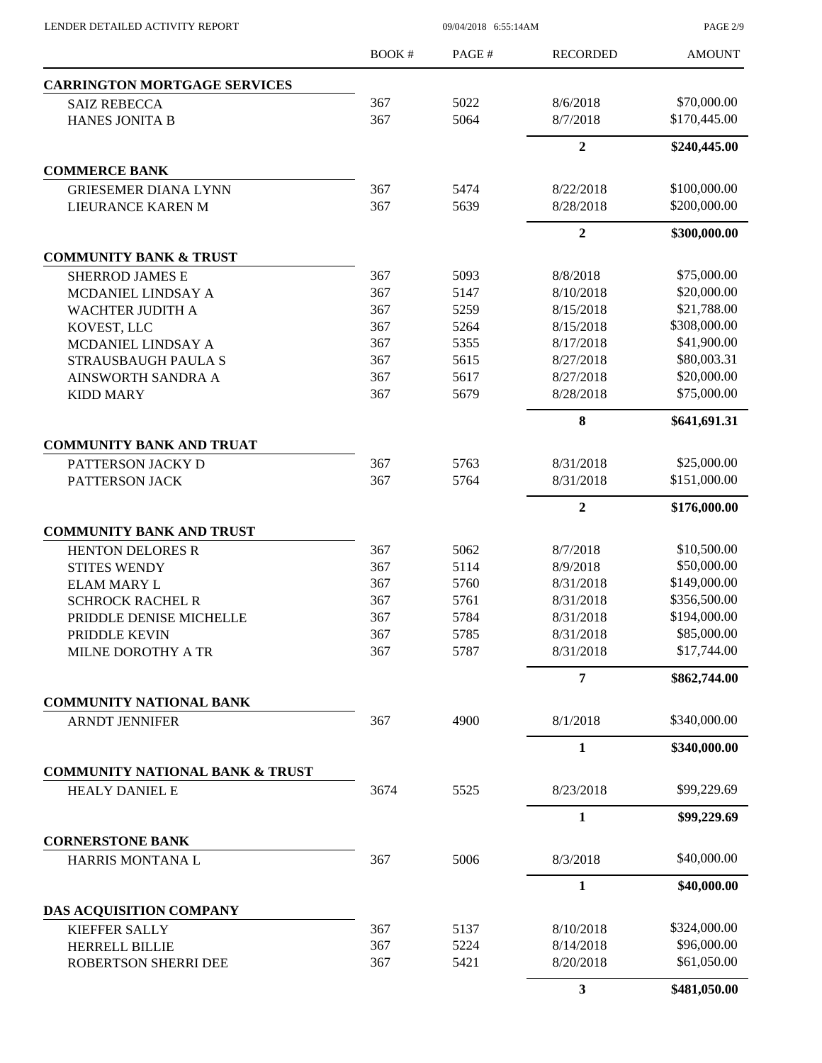| | BOOK # | PAGE # | RECORDED | AMOUNT |
|---|---|---|---|---|
| **CARRINGTON MORTGAGE SERVICES** | | | | |
| SAIZ REBECCA | 367 | 5022 | 8/6/2018 | \$70,000.00 |
| HANES JONITA B | 367 | 5064 | 8/7/2018 | \$170,445.00 |
| | | | **2** | **\$240,445.00** |
| **COMMERCE BANK** | | | | |
| GRIESEMER DIANA LYNN | 367 | 5474 | 8/22/2018 | \$100,000.00 |
| LIEURANCE KAREN M | 367 | 5639 | 8/28/2018 | \$200,000.00 |
| | | | **2** | **\$300,000.00** |
| **COMMUNITY BANK & TRUST** | | | | |
| SHERROD JAMES E | 367 | 5093 | 8/8/2018 | \$75,000.00 |
| MCDANIEL LINDSAY A | 367 | 5147 | 8/10/2018 | \$20,000.00 |
| WACHTER JUDITH A | 367 | 5259 | 8/15/2018 | \$21,788.00 |
| KOVEST, LLC | 367 | 5264 | 8/15/2018 | \$308,000.00 |
| MCDANIEL LINDSAY A | 367 | 5355 | 8/17/2018 | \$41,900.00 |
| STRAUSBAUGH PAULA S | 367 | 5615 | 8/27/2018 | \$80,003.31 |
| AINSWORTH SANDRA A | 367 | 5617 | 8/27/2018 | \$20,000.00 |
| KIDD MARY | 367 | 5679 | 8/28/2018 | \$75,000.00 |
| | | | **8** | **\$641,691.31** |
| **COMMUNITY BANK AND TRUAT** | | | | |
| PATTERSON JACKY D | 367 | 5763 | 8/31/2018 | \$25,000.00 |
| PATTERSON JACK | 367 | 5764 | 8/31/2018 | \$151,000.00 |
| | | | **2** | **\$176,000.00** |
| **COMMUNITY BANK AND TRUST** | | | | |
| HENTON DELORES R | 367 | 5062 | 8/7/2018 | \$10,500.00 |
| STITES WENDY | 367 | 5114 | 8/9/2018 | \$50,000.00 |
| ELAM MARY L | 367 | 5760 | 8/31/2018 | \$149,000.00 |
| SCHROCK RACHEL R | 367 | 5761 | 8/31/2018 | \$356,500.00 |
| PRIDDLE DENISE MICHELLE | 367 | 5784 | 8/31/2018 | \$194,000.00 |
| PRIDDLE KEVIN | 367 | 5785 | 8/31/2018 | \$85,000.00 |
| MILNE DOROTHY A TR | 367 | 5787 | 8/31/2018 | \$17,744.00 |
| | | | **7** | **\$862,744.00** |
| **COMMUNITY NATIONAL BANK** | | | | |
| ARNDT JENNIFER | 367 | 4900 | 8/1/2018 | \$340,000.00 |
| | | | **1** | **\$340,000.00** |
| **COMMUNITY NATIONAL BANK & TRUST** | | | | |
| HEALY DANIEL E | 3674 | 5525 | 8/23/2018 | \$99,229.69 |
| | | | **1** | **\$99,229.69** |
| **CORNERSTONE BANK** | | | | |
| HARRIS MONTANA L | 367 | 5006 | 8/3/2018 | \$40,000.00 |
| | | | **1** | **\$40,000.00** |
| **DAS ACQUISITION COMPANY** | | | | |
| KIEFFER SALLY | 367 | 5137 | 8/10/2018 | \$324,000.00 |
| HERRELL BILLIE | 367 | 5224 | 8/14/2018 | \$96,000.00 |
| ROBERTSON SHERRI DEE | 367 | 5421 | 8/20/2018 | \$61,050.00 |
| | | | **3** | **\$481,050.00** |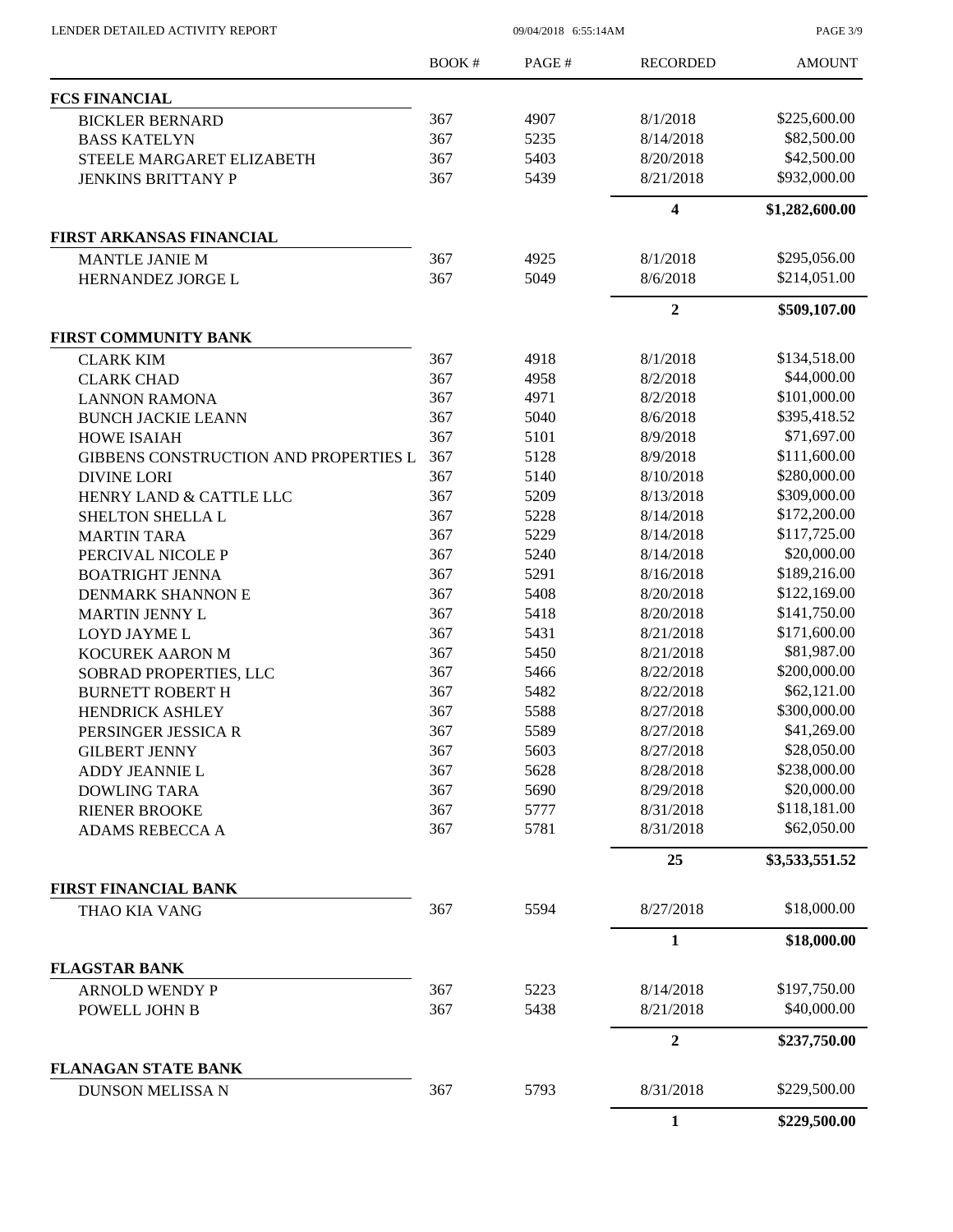| | BOOK # | PAGE # | RECORDED | AMOUNT |
|---|---|---|---|---|
| **FCS FINANCIAL** | | | | |
| BICKLER BERNARD | 367 | 4907 | 8/1/2018 | \$225,600.00 |
| BASS KATELYN | 367 | 5235 | 8/14/2018 | \$82,500.00 |
| STEELE MARGARET ELIZABETH | 367 | 5403 | 8/20/2018 | \$42,500.00 |
| JENKINS BRITTANY P | 367 | 5439 | 8/21/2018 | \$932,000.00 |
| | | | **4** | **\$1,282,600.00** |
| **FIRST ARKANSAS FINANCIAL** | | | | |
| MANTLE JANIE M | 367 | 4925 | 8/1/2018 | \$295,056.00 |
| HERNANDEZ JORGE L | 367 | 5049 | 8/6/2018 | \$214,051.00 |
| | | | **2** | **\$509,107.00** |
| **FIRST COMMUNITY BANK** | | | | |
| CLARK KIM | 367 | 4918 | 8/1/2018 | \$134,518.00 |
| CLARK CHAD | 367 | 4958 | 8/2/2018 | \$44,000.00 |
| LANNON RAMONA | 367 | 4971 | 8/2/2018 | \$101,000.00 |
| BUNCH JACKIE LEANN | 367 | 5040 | 8/6/2018 | \$395,418.52 |
| HOWE ISAIAH | 367 | 5101 | 8/9/2018 | \$71,697.00 |
| GIBBENS CONSTRUCTION AND PROPERTIES L | 367 | 5128 | 8/9/2018 | \$111,600.00 |
| DIVINE LORI | 367 | 5140 | 8/10/2018 | \$280,000.00 |
| HENRY LAND & CATTLE LLC | 367 | 5209 | 8/13/2018 | \$309,000.00 |
| SHELTON SHELLA L | 367 | 5228 | 8/14/2018 | \$172,200.00 |
| MARTIN TARA | 367 | 5229 | 8/14/2018 | \$117,725.00 |
| PERCIVAL NICOLE P | 367 | 5240 | 8/14/2018 | \$20,000.00 |
| BOATRIGHT JENNA | 367 | 5291 | 8/16/2018 | \$189,216.00 |
| DENMARK SHANNON E | 367 | 5408 | 8/20/2018 | \$122,169.00 |
| MARTIN JENNY L | 367 | 5418 | 8/20/2018 | \$141,750.00 |
| LOYD JAYME L | 367 | 5431 | 8/21/2018 | \$171,600.00 |
| KOCUREK AARON M | 367 | 5450 | 8/21/2018 | \$81,987.00 |
| SOBRAD PROPERTIES, LLC | 367 | 5466 | 8/22/2018 | \$200,000.00 |
| BURNETT ROBERT H | 367 | 5482 | 8/22/2018 | \$62,121.00 |
| HENDRICK ASHLEY | 367 | 5588 | 8/27/2018 | \$300,000.00 |
| PERSINGER JESSICA R | 367 | 5589 | 8/27/2018 | \$41,269.00 |
| GILBERT JENNY | 367 | 5603 | 8/27/2018 | \$28,050.00 |
| ADDY JEANNIE L | 367 | 5628 | 8/28/2018 | \$238,000.00 |
| DOWLING TARA | 367 | 5690 | 8/29/2018 | \$20,000.00 |
| RIENER BROOKE | 367 | 5777 | 8/31/2018 | \$118,181.00 |
| ADAMS REBECCA A | 367 | 5781 | 8/31/2018 | \$62,050.00 |
| | | | **25** | **\$3,533,551.52** |
| **FIRST FINANCIAL BANK** | | | | |
| THAO KIA VANG | 367 | 5594 | 8/27/2018 | \$18,000.00 |
| | | | **1** | **\$18,000.00** |
| **FLAGSTAR BANK** | | | | |
| ARNOLD WENDY P | 367 | 5223 | 8/14/2018 | \$197,750.00 |
| POWELL JOHN B | 367 | 5438 | 8/21/2018 | \$40,000.00 |
| | | | **2** | **\$237,750.00** |
| **FLANAGAN STATE BANK** | | | | |
| DUNSON MELISSA N | 367 | 5793 | 8/31/2018 | \$229,500.00 |
| | | | **1** | **\$229,500.00** |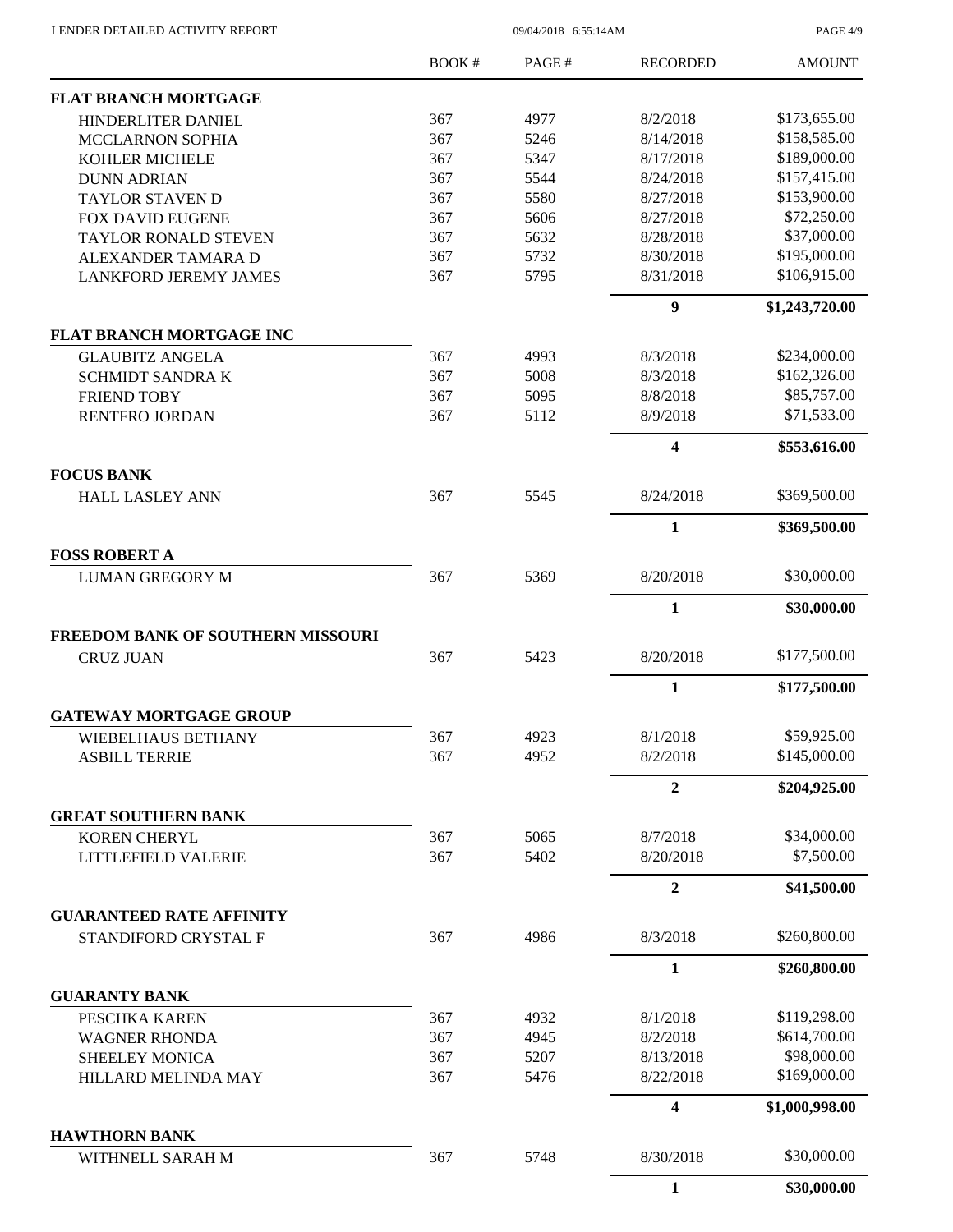| | BOOK # | PAGE # | RECORDED | AMOUNT |
|---|---|---|---|---|
| **FLAT BRANCH MORTGAGE** | | | | |
| HINDERLITER DANIEL | 367 | 4977 | 8/2/2018 | $173,655.00 |
| MCCLARNON SOPHIA | 367 | 5246 | 8/14/2018 | $158,585.00 |
| KOHLER MICHELE | 367 | 5347 | 8/17/2018 | $189,000.00 |
| DUNN ADRIAN | 367 | 5544 | 8/24/2018 | $157,415.00 |
| TAYLOR STAVEN D | 367 | 5580 | 8/27/2018 | $153,900.00 |
| FOX DAVID EUGENE | 367 | 5606 | 8/27/2018 | $72,250.00 |
| TAYLOR RONALD STEVEN | 367 | 5632 | 8/28/2018 | $37,000.00 |
| ALEXANDER TAMARA D | 367 | 5732 | 8/30/2018 | $195,000.00 |
| LANKFORD JEREMY JAMES | 367 | 5795 | 8/31/2018 | $106,915.00 |
| | | | **9** | **$1,243,720.00** |
| **FLAT BRANCH MORTGAGE INC** | | | | |
| GLAUBITZ ANGELA | 367 | 4993 | 8/3/2018 | $234,000.00 |
| SCHMIDT SANDRA K | 367 | 5008 | 8/3/2018 | $162,326.00 |
| FRIEND TOBY | 367 | 5095 | 8/8/2018 | $85,757.00 |
| RENTFRO JORDAN | 367 | 5112 | 8/9/2018 | $71,533.00 |
| | | | **4** | **$553,616.00** |
| **FOCUS BANK** | | | | |
| HALL LASLEY ANN | 367 | 5545 | 8/24/2018 | $369,500.00 |
| | | | **1** | **$369,500.00** |
| **FOSS ROBERT A** | | | | |
| LUMAN GREGORY M | 367 | 5369 | 8/20/2018 | $30,000.00 |
| | | | **1** | **$30,000.00** |
| **FREEDOM BANK OF SOUTHERN MISSOURI** | | | | |
| CRUZ JUAN | 367 | 5423 | 8/20/2018 | $177,500.00 |
| | | | **1** | **$177,500.00** |
| **GATEWAY MORTGAGE GROUP** | | | | |
| WIEBELHAUS BETHANY | 367 | 4923 | 8/1/2018 | $59,925.00 |
| ASBILL TERRIE | 367 | 4952 | 8/2/2018 | $145,000.00 |
| | | | **2** | **$204,925.00** |
| **GREAT SOUTHERN BANK** | | | | |
| KOREN CHERYL | 367 | 5065 | 8/7/2018 | $34,000.00 |
| LITTLEFIELD VALERIE | 367 | 5402 | 8/20/2018 | $7,500.00 |
| | | | **2** | **$41,500.00** |
| **GUARANTEED RATE AFFINITY** | | | | |
| STANDIFORD CRYSTAL F | 367 | 4986 | 8/3/2018 | $260,800.00 |
| | | | **1** | **$260,800.00** |
| **GUARANTY BANK** | | | | |
| PESCHKA KAREN | 367 | 4932 | 8/1/2018 | $119,298.00 |
| WAGNER RHONDA | 367 | 4945 | 8/2/2018 | $614,700.00 |
| SHEELEY MONICA | 367 | 5207 | 8/13/2018 | $98,000.00 |
| HILLARD MELINDA MAY | 367 | 5476 | 8/22/2018 | $169,000.00 |
| | | | **4** | **$1,000,998.00** |
| **HAWTHORN BANK** | | | | |
| WITHNELL SARAH M | 367 | 5748 | 8/30/2018 | $30,000.00 |
| | | | **1** | **$30,000.00** |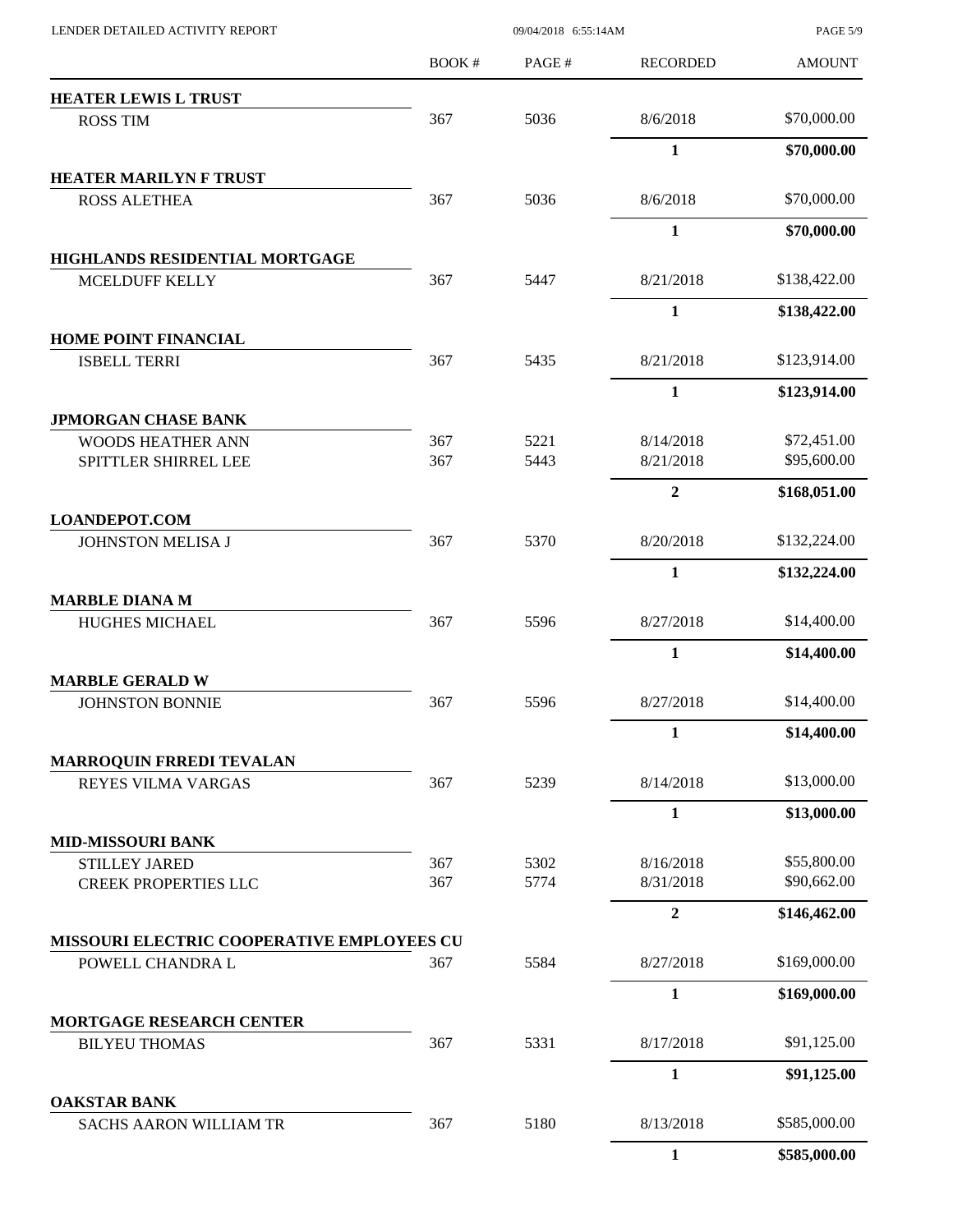LENDER DETAILED ACTIVITY REPORT

| | BOOK # | PAGE # | RECORDED | AMOUNT |
|---|---|---|---|---|
| **HEATER LEWIS L TRUST** | | | | |
| ROSS TIM | 367 | 5036 | 8/6/2018 | $70,000.00 |
| | | | **1** | **$70,000.00** |
| **HEATER MARILYN F TRUST** | | | | |
| ROSS ALETHEA | 367 | 5036 | 8/6/2018 | $70,000.00 |
| | | | **1** | **$70,000.00** |
| **HIGHLANDS RESIDENTIAL MORTGAGE** | | | | |
| MCELDUFF KELLY | 367 | 5447 | 8/21/2018 | $138,422.00 |
| | | | **1** | **$138,422.00** |
| **HOME POINT FINANCIAL** | | | | |
| ISBELL TERRI | 367 | 5435 | 8/21/2018 | $123,914.00 |
| | | | **1** | **$123,914.00** |
| **JPMORGAN CHASE BANK** | | | | |
| WOODS HEATHER ANN | 367 | 5221 | 8/14/2018 | $72,451.00 |
| SPITTLER SHIRREL LEE | 367 | 5443 | 8/21/2018 | $95,600.00 |
| | | | **2** | **$168,051.00** |
| **LOANDEPOT.COM** | | | | |
| JOHNSTON MELISA J | 367 | 5370 | 8/20/2018 | $132,224.00 |
| | | | **1** | **$132,224.00** |
| **MARBLE DIANA M** | | | | |
| HUGHES MICHAEL | 367 | 5596 | 8/27/2018 | $14,400.00 |
| | | | **1** | **$14,400.00** |
| **MARBLE GERALD W** | | | | |
| JOHNSTON BONNIE | 367 | 5596 | 8/27/2018 | $14,400.00 |
| | | | **1** | **$14,400.00** |
| **MARROQUIN FRREDI TEVALAN** | | | | |
| REYES VILMA VARGAS | 367 | 5239 | 8/14/2018 | $13,000.00 |
| | | | **1** | **$13,000.00** |
| **MID-MISSOURI BANK** | | | | |
| STILLEY JARED | 367 | 5302 | 8/16/2018 | $55,800.00 |
| CREEK PROPERTIES LLC | 367 | 5774 | 8/31/2018 | $90,662.00 |
| | | | **2** | **$146,462.00** |
| **MISSOURI ELECTRIC COOPERATIVE EMPLOYEES CU** | | | | |
| POWELL CHANDRA L | 367 | 5584 | 8/27/2018 | $169,000.00 |
| | | | **1** | **$169,000.00** |
| **MORTGAGE RESEARCH CENTER** | | | | |
| BILYEU THOMAS | 367 | 5331 | 8/17/2018 | $91,125.00 |
| | | | **1** | **$91,125.00** |
| **OAKSTAR BANK** | | | | |
| SACHS AARON WILLIAM TR | 367 | 5180 | 8/13/2018 | $585,000.00 |
| | | | **1** | **$585,000.00** |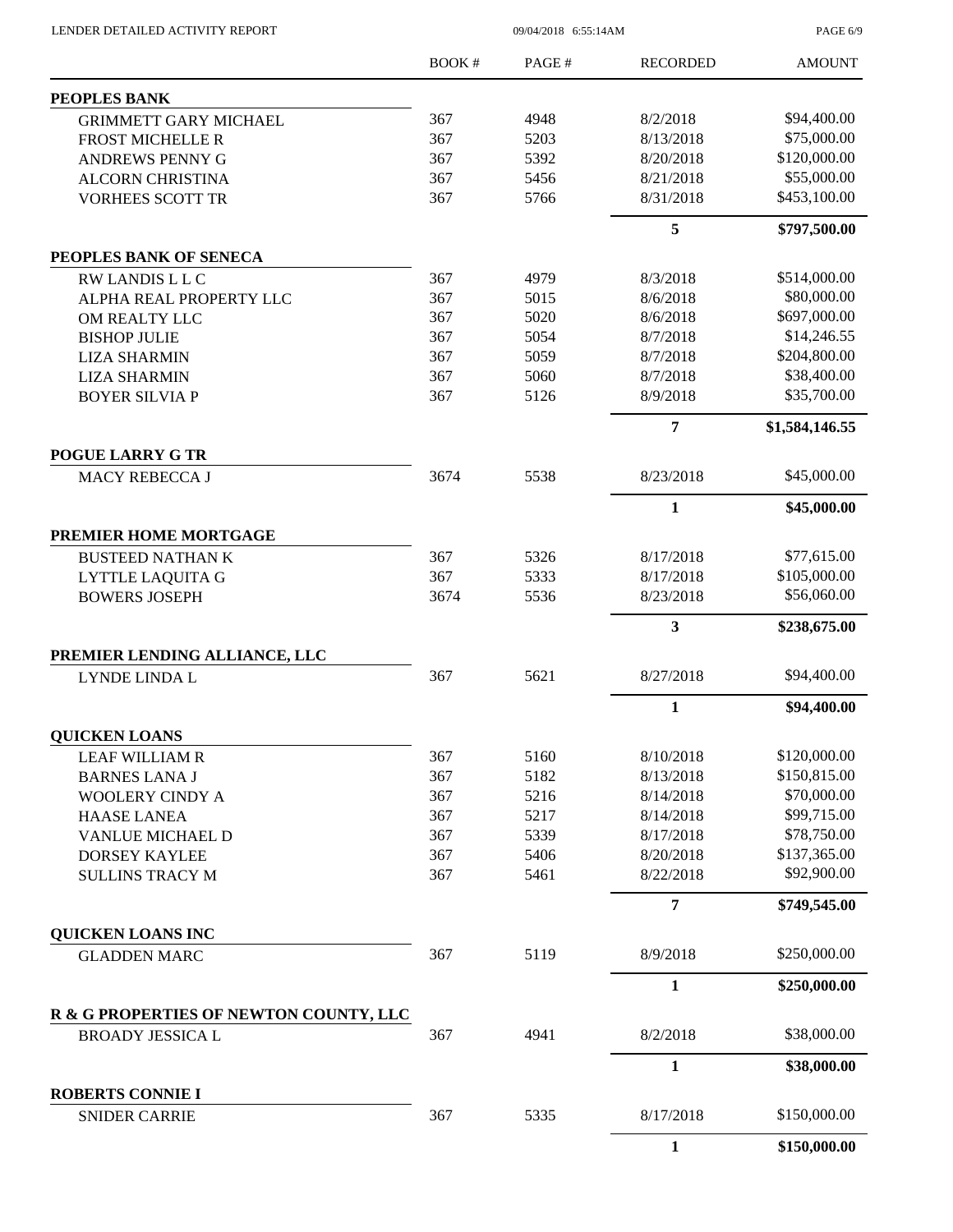| | BOOK # | PAGE # | RECORDED | AMOUNT |
|---|---|---|---|---|
| **PEOPLES BANK** | | | | |
| GRIMMETT GARY MICHAEL | 367 | 4948 | 8/2/2018 | $94,400.00 |
| FROST MICHELLE R | 367 | 5203 | 8/13/2018 | $75,000.00 |
| ANDREWS PENNY G | 367 | 5392 | 8/20/2018 | $120,000.00 |
| ALCORN CHRISTINA | 367 | 5456 | 8/21/2018 | $55,000.00 |
| VORHEES SCOTT TR | 367 | 5766 | 8/31/2018 | $453,100.00 |
| | | | **5** | **$797,500.00** |
| **PEOPLES BANK OF SENECA** | | | | |
| RW LANDIS L L C | 367 | 4979 | 8/3/2018 | $514,000.00 |
| ALPHA REAL PROPERTY LLC | 367 | 5015 | 8/6/2018 | $80,000.00 |
| OM REALTY LLC | 367 | 5020 | 8/6/2018 | $697,000.00 |
| BISHOP JULIE | 367 | 5054 | 8/7/2018 | $14,246.55 |
| LIZA SHARMIN | 367 | 5059 | 8/7/2018 | $204,800.00 |
| LIZA SHARMIN | 367 | 5060 | 8/7/2018 | $38,400.00 |
| BOYER SILVIA P | 367 | 5126 | 8/9/2018 | $35,700.00 |
| | | | **7** | **$1,584,146.55** |
| **POGUE LARRY G TR** | | | | |
| MACY REBECCA J | 3674 | 5538 | 8/23/2018 | $45,000.00 |
| | | | **1** | **$45,000.00** |
| **PREMIER HOME MORTGAGE** | | | | |
| BUSTEED NATHAN K | 367 | 5326 | 8/17/2018 | $77,615.00 |
| LYTTLE LAQUITA G | 367 | 5333 | 8/17/2018 | $105,000.00 |
| BOWERS JOSEPH | 3674 | 5536 | 8/23/2018 | $56,060.00 |
| | | | **3** | **$238,675.00** |
| **PREMIER LENDING ALLIANCE, LLC** | | | | |
| LYNDE LINDA L | 367 | 5621 | 8/27/2018 | $94,400.00 |
| | | | **1** | **$94,400.00** |
| **QUICKEN LOANS** | | | | |
| LEAF WILLIAM R | 367 | 5160 | 8/10/2018 | $120,000.00 |
| BARNES LANA J | 367 | 5182 | 8/13/2018 | $150,815.00 |
| WOOLERY CINDY A | 367 | 5216 | 8/14/2018 | $70,000.00 |
| HAASE LANEA | 367 | 5217 | 8/14/2018 | $99,715.00 |
| VANLUE MICHAEL D | 367 | 5339 | 8/17/2018 | $78,750.00 |
| DORSEY KAYLEE | 367 | 5406 | 8/20/2018 | $137,365.00 |
| SULLINS TRACY M | 367 | 5461 | 8/22/2018 | $92,900.00 |
| | | | **7** | **$749,545.00** |
| **QUICKEN LOANS INC** | | | | |
| GLADDEN MARC | 367 | 5119 | 8/9/2018 | $250,000.00 |
| | | | **1** | **$250,000.00** |
| **R & G PROPERTIES OF NEWTON COUNTY, LLC** | | | | |
| BROADY JESSICA L | 367 | 4941 | 8/2/2018 | $38,000.00 |
| | | | **1** | **$38,000.00** |
| **ROBERTS CONNIE I** | | | | |
| SNIDER CARRIE | 367 | 5335 | 8/17/2018 | $150,000.00 |
| | | | **1** | **$150,000.00** |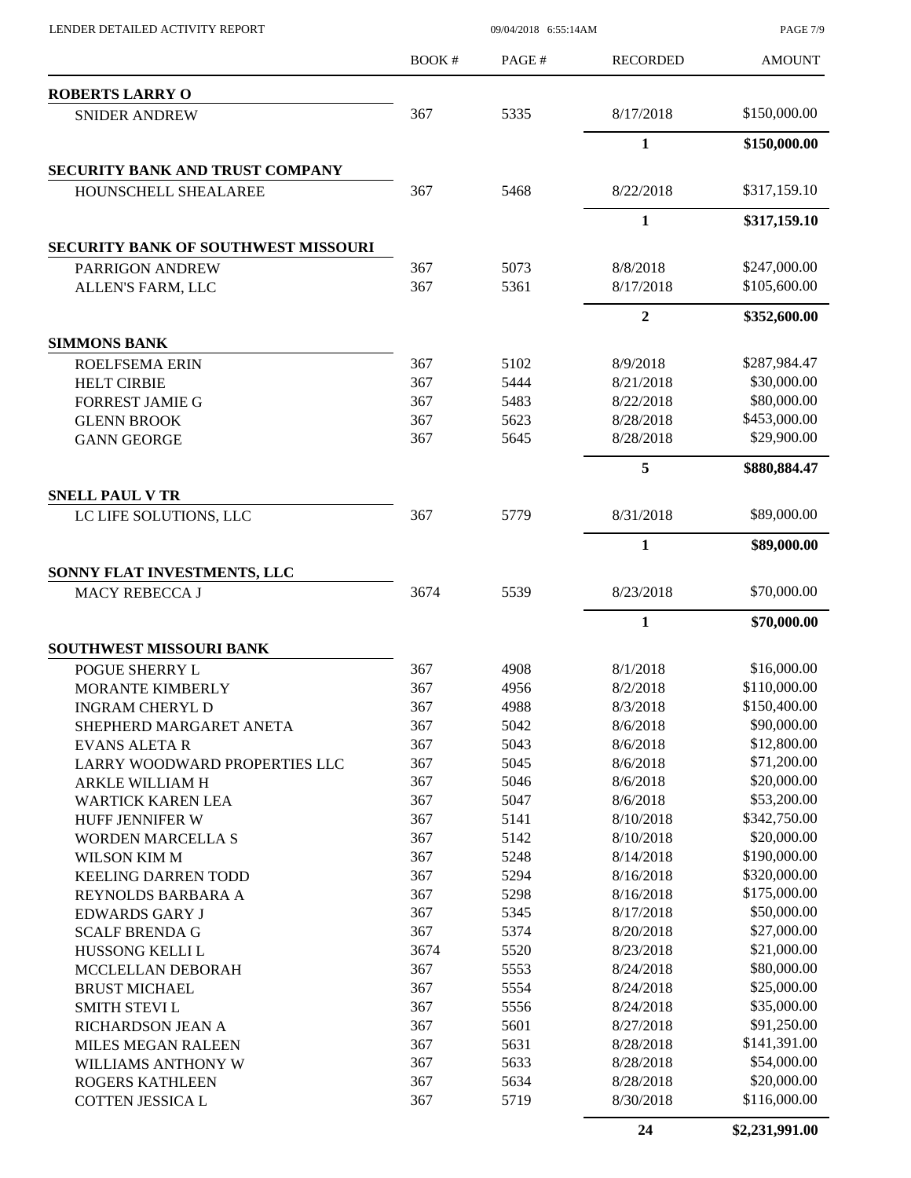| | BOOK # | PAGE # | RECORDED | AMOUNT |
|---|---|---|---|---|
| **ROBERTS LARRY O** | | | | |
| SNIDER ANDREW | 367 | 5335 | 8/17/2018 | \$150,000.00 |
| | | | **1** | **\$150,000.00** |
| **SECURITY BANK AND TRUST COMPANY** | | | | |
| HOUNSCHELL SHEALAREE | 367 | 5468 | 8/22/2018 | \$317,159.10 |
| | | | **1** | **\$317,159.10** |
| **SECURITY BANK OF SOUTHWEST MISSOURI** | | | | |
| PARRIGON ANDREW | 367 | 5073 | 8/8/2018 | \$247,000.00 |
| ALLEN'S FARM, LLC | 367 | 5361 | 8/17/2018 | \$105,600.00 |
| | | | **2** | **\$352,600.00** |
| **SIMMONS BANK** | | | | |
| ROELFSEMA ERIN | 367 | 5102 | 8/9/2018 | \$287,984.47 |
| HELT CIRBIE | 367 | 5444 | 8/21/2018 | \$30,000.00 |
| FORREST JAMIE G | 367 | 5483 | 8/22/2018 | \$80,000.00 |
| GLENN BROOK | 367 | 5623 | 8/28/2018 | \$453,000.00 |
| GANN GEORGE | 367 | 5645 | 8/28/2018 | \$29,900.00 |
| | | | **5** | **\$880,884.47** |
| **SNELL PAUL V TR** | | | | |
| LC LIFE SOLUTIONS, LLC | 367 | 5779 | 8/31/2018 | \$89,000.00 |
| | | | **1** | **\$89,000.00** |
| **SONNY FLAT INVESTMENTS, LLC** | | | | |
| MACY REBECCA J | 3674 | 5539 | 8/23/2018 | \$70,000.00 |
| | | | **1** | **\$70,000.00** |
| **SOUTHWEST MISSOURI BANK** | | | | |
| POGUE SHERRY L | 367 | 4908 | 8/1/2018 | \$16,000.00 |
| MORANTE KIMBERLY | 367 | 4956 | 8/2/2018 | \$110,000.00 |
| INGRAM CHERYL D | 367 | 4988 | 8/3/2018 | \$150,400.00 |
| SHEPHERD MARGARET ANETA | 367 | 5042 | 8/6/2018 | \$90,000.00 |
| EVANS ALETA R | 367 | 5043 | 8/6/2018 | \$12,800.00 |
| LARRY WOODWARD PROPERTIES LLC | 367 | 5045 | 8/6/2018 | \$71,200.00 |
| ARKLE WILLIAM H | 367 | 5046 | 8/6/2018 | \$20,000.00 |
| WARTICK KAREN LEA | 367 | 5047 | 8/6/2018 | \$53,200.00 |
| HUFF JENNIFER W | 367 | 5141 | 8/10/2018 | \$342,750.00 |
| WORDEN MARCELLA S | 367 | 5142 | 8/10/2018 | \$20,000.00 |
| WILSON KIM M | 367 | 5248 | 8/14/2018 | \$190,000.00 |
| KEELING DARREN TODD | 367 | 5294 | 8/16/2018 | \$320,000.00 |
| REYNOLDS BARBARA A | 367 | 5298 | 8/16/2018 | \$175,000.00 |
| EDWARDS GARY J | 367 | 5345 | 8/17/2018 | \$50,000.00 |
| SCALF BRENDA G | 367 | 5374 | 8/20/2018 | \$27,000.00 |
| HUSSONG KELLI L | 3674 | 5520 | 8/23/2018 | \$21,000.00 |
| MCCLELLAN DEBORAH | 367 | 5553 | 8/24/2018 | \$80,000.00 |
| BRUST MICHAEL | 367 | 5554 | 8/24/2018 | \$25,000.00 |
| SMITH STEVI L | 367 | 5556 | 8/24/2018 | \$35,000.00 |
| RICHARDSON JEAN A | 367 | 5601 | 8/27/2018 | \$91,250.00 |
| MILES MEGAN RALEEN | 367 | 5631 | 8/28/2018 | \$141,391.00 |
| WILLIAMS ANTHONY W | 367 | 5633 | 8/28/2018 | \$54,000.00 |
| ROGERS KATHLEEN | 367 | 5634 | 8/28/2018 | \$20,000.00 |
| COTTEN JESSICA L | 367 | 5719 | 8/30/2018 | \$116,000.00 |
| | | | **24** | **\$2,231,991.00** |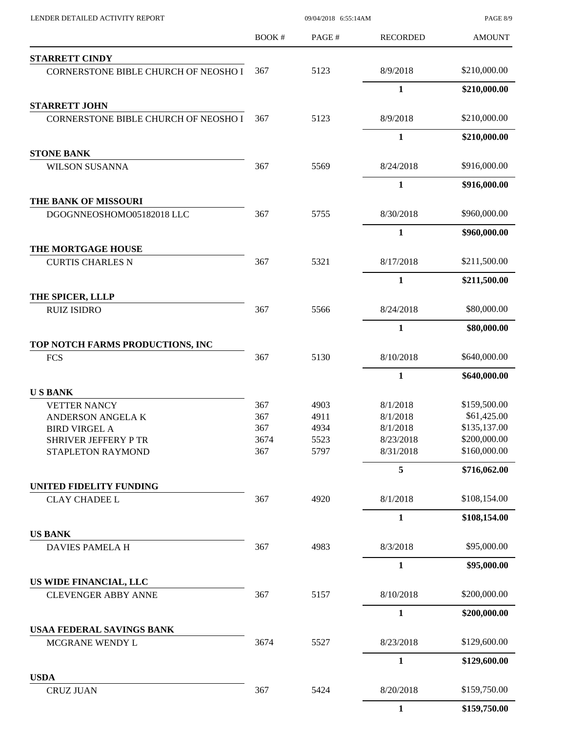| | BOOK # | PAGE # | RECORDED | AMOUNT |
|---|---|---|---|---|
| **STARRETT CINDY** | | | | |
| CORNERSTONE BIBLE CHURCH OF NEOSHO I | 367 | 5123 | 8/9/2018 | $210,000.00 |
| | | | **1** | **$210,000.00** |
| **STARRETT JOHN** | | | | |
| CORNERSTONE BIBLE CHURCH OF NEOSHO I | 367 | 5123 | 8/9/2018 | $210,000.00 |
| | | | **1** | **$210,000.00** |
| **STONE BANK** | | | | |
| WILSON SUSANNA | 367 | 5569 | 8/24/2018 | $916,000.00 |
| | | | **1** | **$916,000.00** |
| **THE BANK OF MISSOURI** | | | | |
| DGOGNNEOSHOMO05182018 LLC | 367 | 5755 | 8/30/2018 | $960,000.00 |
| | | | **1** | **$960,000.00** |
| **THE MORTGAGE HOUSE** | | | | |
| CURTIS CHARLES N | 367 | 5321 | 8/17/2018 | $211,500.00 |
| | | | **1** | **$211,500.00** |
| **THE SPICER, LLLP** | | | | |
| RUIZ ISIDRO | 367 | 5566 | 8/24/2018 | $80,000.00 |
| | | | **1** | **$80,000.00** |
| **TOP NOTCH FARMS PRODUCTIONS, INC** | | | | |
| FCS | 367 | 5130 | 8/10/2018 | $640,000.00 |
| | | | **1** | **$640,000.00** |
| **U S BANK** | | | | |
| VETTER NANCY | 367 | 4903 | 8/1/2018 | $159,500.00 |
| ANDERSON ANGELA K | 367 | 4911 | 8/1/2018 | $61,425.00 |
| BIRD VIRGEL A | 367 | 4934 | 8/1/2018 | $135,137.00 |
| SHRIVER JEFFERY P TR | 3674 | 5523 | 8/23/2018 | $200,000.00 |
| STAPLETON RAYMOND | 367 | 5797 | 8/31/2018 | $160,000.00 |
| | | | **5** | **$716,062.00** |
| **UNITED FIDELITY FUNDING** | | | | |
| CLAY CHADEE L | 367 | 4920 | 8/1/2018 | $108,154.00 |
| | | | **1** | **$108,154.00** |
| **US BANK** | | | | |
| DAVIES PAMELA H | 367 | 4983 | 8/3/2018 | $95,000.00 |
| | | | **1** | **$95,000.00** |
| **US WIDE FINANCIAL, LLC** | | | | |
| CLEVENGER ABBY ANNE | 367 | 5157 | 8/10/2018 | $200,000.00 |
| | | | **1** | **$200,000.00** |
| **USAA FEDERAL SAVINGS BANK** | | | | |
| MCGRANE WENDY L | 3674 | 5527 | 8/23/2018 | $129,600.00 |
| | | | **1** | **$129,600.00** |
| **USDA** | | | | |
| CRUZ JUAN | 367 | 5424 | 8/20/2018 | $159,750.00 |
| | | | **1** | **$159,750.00** |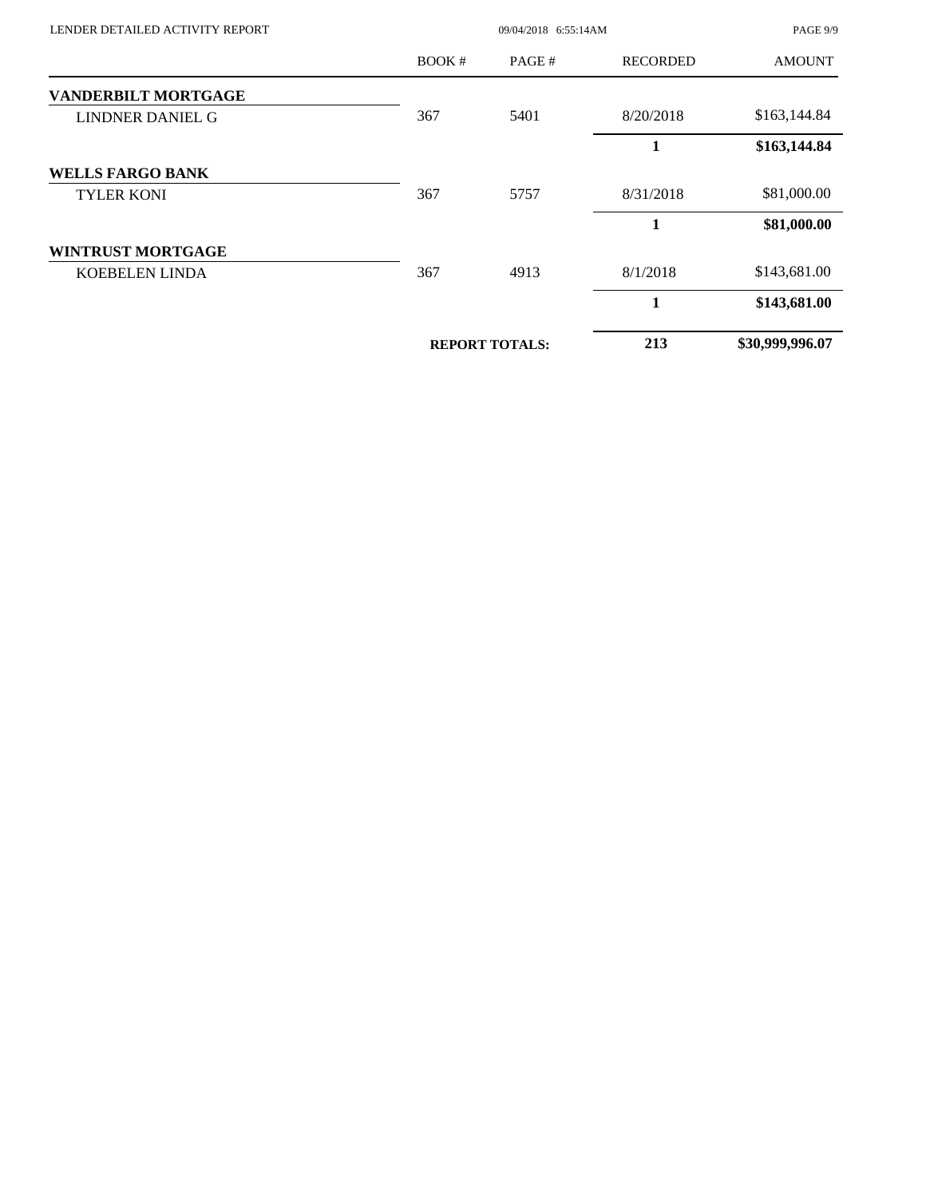| | BOOK # | PAGE # | RECORDED | AMOUNT |
|---|---|---|---|---|
| **VANDERBILT MORTGAGE** | | | | |
| LINDNER DANIEL G | 367 | 5401 | 8/20/2018 | $163,144.84 |
| | | | **1** | **$163,144.84** |
| **WELLS FARGO BANK** | | | | |
| TYLER KONI | 367 | 5757 | 8/31/2018 | $81,000.00 |
| | | | **1** | **$81,000.00** |
| **WINTRUST MORTGAGE** | | | | |
| KOEBELEN LINDA | 367 | 4913 | 8/1/2018 | $143,681.00 |
| | | | **1** | **$143,681.00** |
| | **REPORT TOTALS:** | | **213** | **$30,999,996.07** |